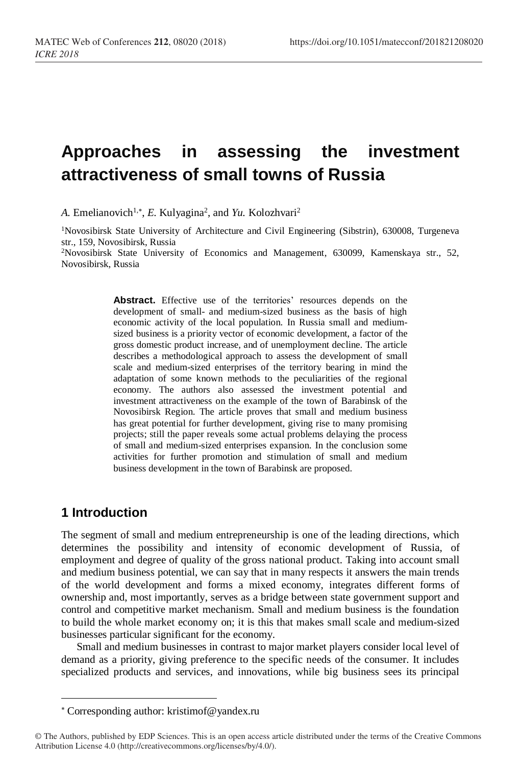# Approaches in assessing the investment attractiveness of small towns of Russia

*A.* Emelianovich[1,*], *E.* Kulyagina[2], and *Yu.* Kolozhvari[2]

[1]Novosibirsk State University of Architecture and Civil Engineering (Sibstrin), 630008, Turgeneva str., 159, Novosibirsk, Russia

[2]Novosibirsk State University of Economics and Management, 630099, Kamenskaya str., 52, Novosibirsk, Russia

**Abstract.** Effective use of the territories' resources depends on the development of small- and medium-sized business as the basis of high economic activity of the local population. In Russia small and medium-sized business is a priority vector of economic development, a factor of the gross domestic product increase, and of unemployment decline. The article describes a methodological approach to assess the development of small scale and medium-sized enterprises of the territory bearing in mind the adaptation of some known methods to the peculiarities of the regional economy. The authors also assessed the investment potential and investment attractiveness on the example of the town of Barabinsk of the Novosibirsk Region. The article proves that small and medium business has great potential for further development, giving rise to many promising projects; still the paper reveals some actual problems delaying the process of small and medium-sized enterprises expansion. In the conclusion some activities for further promotion and stimulation of small and medium business development in the town of Barabinsk are proposed.

## 1 Introduction

The segment of small and medium entrepreneurship is one of the leading directions, which determines the possibility and intensity of economic development of Russia, of employment and degree of quality of the gross national product. Taking into account small and medium business potential, we can say that in many respects it answers the main trends of the world development and forms a mixed economy, integrates different forms of ownership and, most importantly, serves as a bridge between state government support and control and competitive market mechanism. Small and medium business is the foundation to build the whole market economy on; it is this that makes small scale and medium-sized businesses particular significant for the economy.

Small and medium businesses in contrast to major market players consider local level of demand as a priority, giving preference to the specific needs of the consumer. It includes specialized products and services, and innovations, while big business sees its principal

[*] Corresponding author: kristimof@yandex.ru

© The Authors, published by EDP Sciences. This is an open access article distributed under the terms of the Creative Commons Attribution License 4.0 (http://creativecommons.org/licenses/by/4.0/).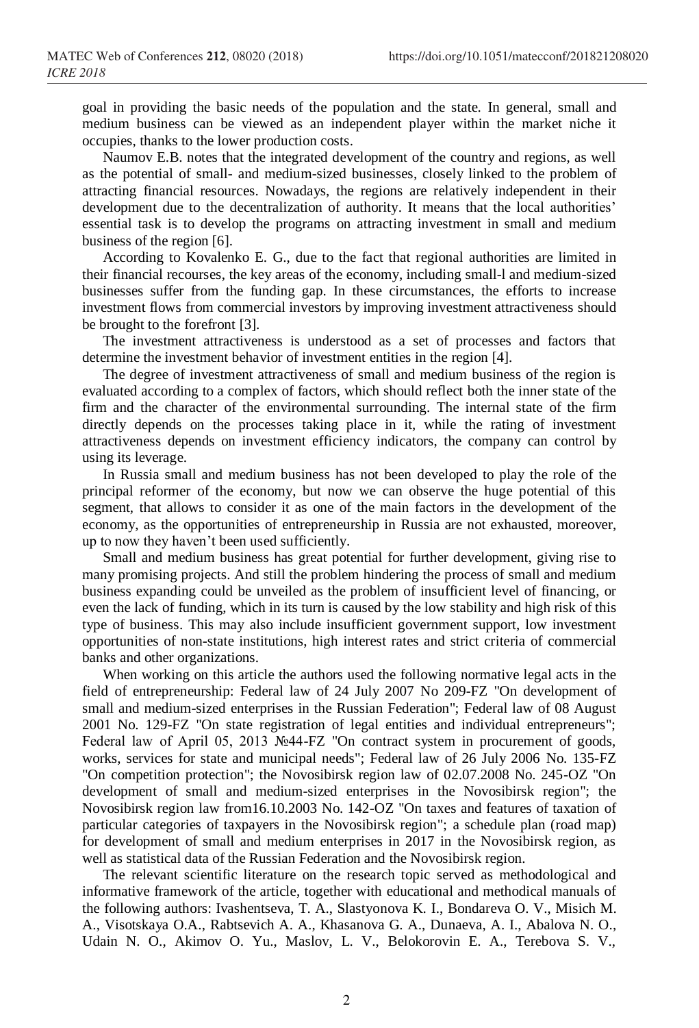goal in providing the basic needs of the population and the state. In general, small and medium business can be viewed as an independent player within the market niche it occupies, thanks to the lower production costs.

Naumov E.B. notes that the integrated development of the country and regions, as well as the potential of small- and medium-sized businesses, closely linked to the problem of attracting financial resources. Nowadays, the regions are relatively independent in their development due to the decentralization of authority. It means that the local authorities' essential task is to develop the programs on attracting investment in small and medium business of the region [6].

According to Kovalenko E. G., due to the fact that regional authorities are limited in their financial recourses, the key areas of the economy, including small-l and medium-sized businesses suffer from the funding gap. In these circumstances, the efforts to increase investment flows from commercial investors by improving investment attractiveness should be brought to the forefront [3].

The investment attractiveness is understood as a set of processes and factors that determine the investment behavior of investment entities in the region [4].

The degree of investment attractiveness of small and medium business of the region is evaluated according to a complex of factors, which should reflect both the inner state of the firm and the character of the environmental surrounding. The internal state of the firm directly depends on the processes taking place in it, while the rating of investment attractiveness depends on investment efficiency indicators, the company can control by using its leverage.

In Russia small and medium business has not been developed to play the role of the principal reformer of the economy, but now we can observe the huge potential of this segment, that allows to consider it as one of the main factors in the development of the economy, as the opportunities of entrepreneurship in Russia are not exhausted, moreover, up to now they haven't been used sufficiently.

Small and medium business has great potential for further development, giving rise to many promising projects. And still the problem hindering the process of small and medium business expanding could be unveiled as the problem of insufficient level of financing, or even the lack of funding, which in its turn is caused by the low stability and high risk of this type of business. This may also include insufficient government support, low investment opportunities of non-state institutions, high interest rates and strict criteria of commercial banks and other organizations.

When working on this article the authors used the following normative legal acts in the field of entrepreneurship: Federal law of 24 July 2007 No 209-FZ "On development of small and medium-sized enterprises in the Russian Federation"; Federal law of 08 August 2001 No. 129-FZ "On state registration of legal entities and individual entrepreneurs"; Federal law of April 05, 2013 №44-FZ "On contract system in procurement of goods, works, services for state and municipal needs"; Federal law of 26 July 2006 No. 135-FZ "On competition protection"; the Novosibirsk region law of 02.07.2008 No. 245-OZ "On development of small and medium-sized enterprises in the Novosibirsk region"; the Novosibirsk region law from16.10.2003 No. 142-OZ "On taxes and features of taxation of particular categories of taxpayers in the Novosibirsk region"; a schedule plan (road map) for development of small and medium enterprises in 2017 in the Novosibirsk region, as well as statistical data of the Russian Federation and the Novosibirsk region.

The relevant scientific literature on the research topic served as methodological and informative framework of the article, together with educational and methodical manuals of the following authors: Ivashentseva, T. A., Slastyonova K. I., Bondareva O. V., Misich M. A., Visotskaya O.A., Rabtsevich A. A., Khasanova G. A., Dunaeva, A. I., Abalova N. O., Udain N. O., Akimov O. Yu., Maslov, L. V., Belokorovin E. A., Terebova S. V.,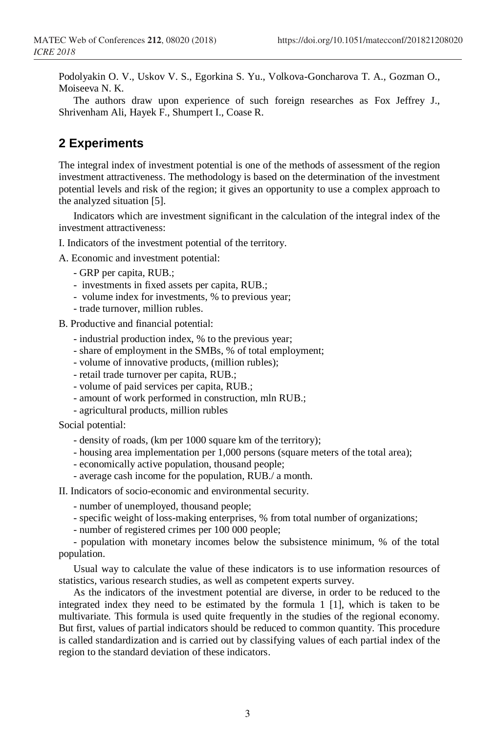Podolyakin O. V., Uskov V. S., Egorkina S. Yu., Volkova-Goncharova T. A., Gozman O., Moiseeva N. K.

The authors draw upon experience of such foreign researches as Fox Jeffrey J., Shrivenham Ali, Hayek F., Shumpert I., Coase R.

## 2 Experiments

The integral index of investment potential is one of the methods of assessment of the region investment attractiveness. The methodology is based on the determination of the investment potential levels and risk of the region; it gives an opportunity to use a complex approach to the analyzed situation [5].

Indicators which are investment significant in the calculation of the integral index of the investment attractiveness:

I. Indicators of the investment potential of the territory.

A. Economic and investment potential:

- GRP per capita, RUB.;
- investments in fixed assets per capita, RUB.;
- volume index for investments, % to previous year;
- trade turnover, million rubles.

B. Productive and financial potential:

- industrial production index, % to the previous year;
- share of employment in the SMBs, % of total employment;
- volume of innovative products, (million rubles);
- retail trade turnover per capita, RUB.;
- volume of paid services per capita, RUB.;
- amount of work performed in construction, mln RUB.;
- agricultural products, million rubles

Social potential:

- density of roads, (km per 1000 square km of the territory);
- housing area implementation per 1,000 persons (square meters of the total area);
- economically active population, thousand people;
- average cash income for the population, RUB./ a month.

II. Indicators of socio-economic and environmental security.

- number of unemployed, thousand people;
- specific weight of loss-making enterprises, % from total number of organizations;
- number of registered crimes per 100 000 people;
- population with monetary incomes below the subsistence minimum, % of the total population.

Usual way to calculate the value of these indicators is to use information resources of statistics, various research studies, as well as competent experts survey.

As the indicators of the investment potential are diverse, in order to be reduced to the integrated index they need to be estimated by the formula 1 [1], which is taken to be multivariate. This formula is used quite frequently in the studies of the regional economy. But first, values of partial indicators should be reduced to common quantity. This procedure is called standardization and is carried out by classifying values of each partial index of the region to the standard deviation of these indicators.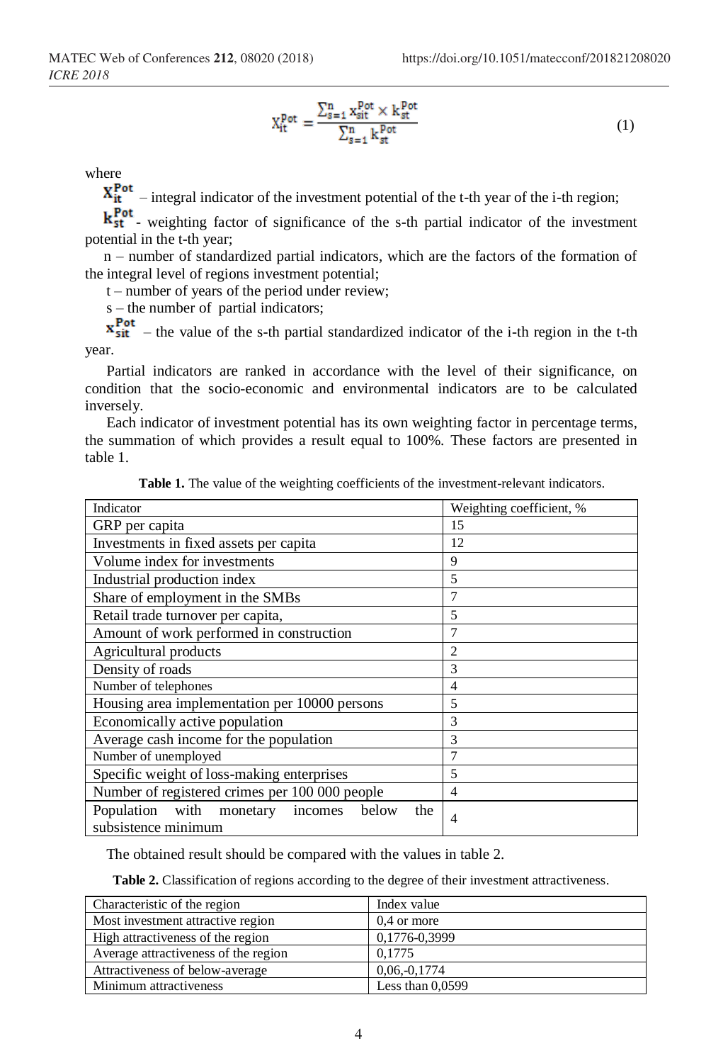$$X_{it}^{Pot} = \frac{\sum_{s=1}^{n} x_{sit}^{Pot} \times k_{st}^{Pot}}{\sum_{s=1}^{n} k_{st}^{Pot}} \quad (1)$$

where

$X_{it}^{Pot}$ – integral indicator of the investment potential of the t-th year of the i-th region;

$k_{st}^{Pot}$ - weighting factor of significance of the s-th partial indicator of the investment potential in the t-th year;

n – number of standardized partial indicators, which are the factors of the formation of the integral level of regions investment potential;

t – number of years of the period under review;

s – the number of partial indicators;

$x_{sit}^{Pot}$ – the value of the s-th partial standardized indicator of the i-th region in the t-th year.

Partial indicators are ranked in accordance with the level of their significance, on condition that the socio-economic and environmental indicators are to be calculated inversely.

Each indicator of investment potential has its own weighting factor in percentage terms, the summation of which provides a result equal to 100%. These factors are presented in table 1.

**Table 1.** The value of the weighting coefficients of the investment-relevant indicators.

| Indicator | Weighting coefficient, % |
|---|---|
| GRP per capita | 15 |
| Investments in fixed assets per capita | 12 |
| Volume index for investments | 9 |
| Industrial production index | 5 |
| Share of employment in the SMBs | 7 |
| Retail trade turnover per capita, | 5 |
| Amount of work performed in construction | 7 |
| Agricultural products | 2 |
| Density of roads | 3 |
| Number of telephones | 4 |
| Housing area implementation per 10000 persons | 5 |
| Economically active population | 3 |
| Average cash income for the population | 3 |
| Number of unemployed | 7 |
| Specific weight of loss-making enterprises | 5 |
| Number of registered crimes per 100 000 people | 4 |
| Population with monetary incomes below the subsistence minimum | 4 |

The obtained result should be compared with the values in table 2.

**Table 2.** Classification of regions according to the degree of their investment attractiveness.

| Characteristic of the region | Index value |
|---|---|
| Most investment attractive region | 0,4 or more |
| High attractiveness of the region | 0,1776-0,3999 |
| Average attractiveness of the region | 0,1775 |
| Attractiveness of below-average | 0,06,-0,1774 |
| Minimum attractiveness | Less than 0,0599 |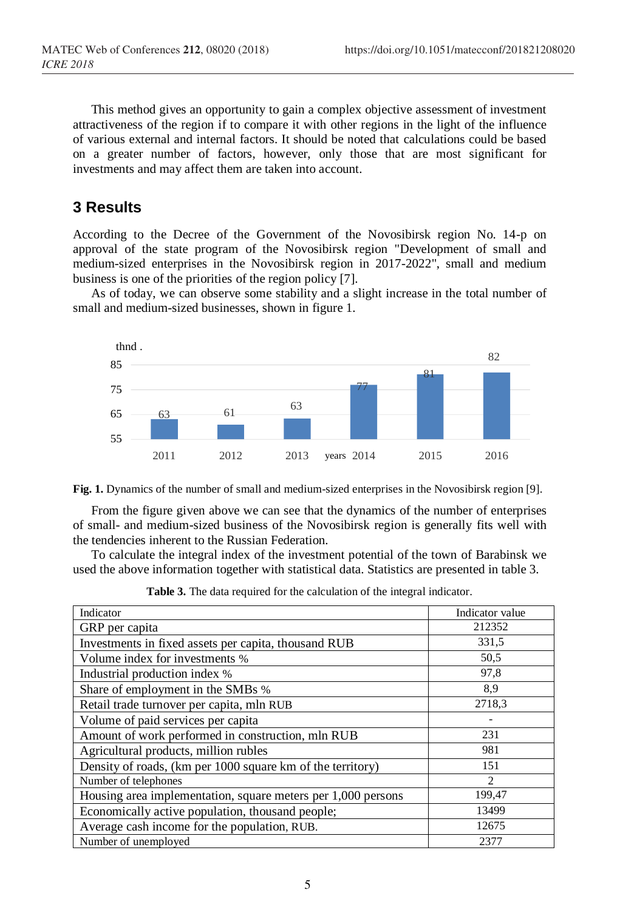This method gives an opportunity to gain a complex objective assessment of investment attractiveness of the region if to compare it with other regions in the light of the influence of various external and internal factors. It should be noted that calculations could be based on a greater number of factors, however, only those that are most significant for investments and may affect them are taken into account.

## 3 Results

According to the Decree of the Government of the Novosibirsk region No. 14-p on approval of the state program of the Novosibirsk region "Development of small and medium-sized enterprises in the Novosibirsk region in 2017-2022", small and medium business is one of the priorities of the region policy [7].

As of today, we can observe some stability and a slight increase in the total number of small and medium-sized businesses, shown in figure 1.

**Fig. 1.** Dynamics of the number of small and medium-sized enterprises in the Novosibirsk region [9].

From the figure given above we can see that the dynamics of the number of enterprises of small- and medium-sized business of the Novosibirsk region is generally fits well with the tendencies inherent to the Russian Federation.

To calculate the integral index of the investment potential of the town of Barabinsk we used the above information together with statistical data. Statistics are presented in table 3.

**Table 3.** The data required for the calculation of the integral indicator.

| Indicator | Indicator value |
|---|---|
| GRP per capita | 212352 |
| Investments in fixed assets per capita, thousand RUB | 331,5 |
| Volume index for investments % | 50,5 |
| Industrial production index % | 97,8 |
| Share of employment in the SMBs % | 8,9 |
| Retail trade turnover per capita, mln RUB | 2718,3 |
| Volume of paid services per capita | - |
| Amount of work performed in construction, mln RUB | 231 |
| Agricultural products, million rubles | 981 |
| Density of roads, (km per 1000 square km of the territory) | 151 |
| Number of telephones | 2 |
| Housing area implementation, square meters per 1,000 persons | 199,47 |
| Economically active population, thousand people; | 13499 |
| Average cash income for the population, RUB. | 12675 |
| Number of unemployed | 2377 |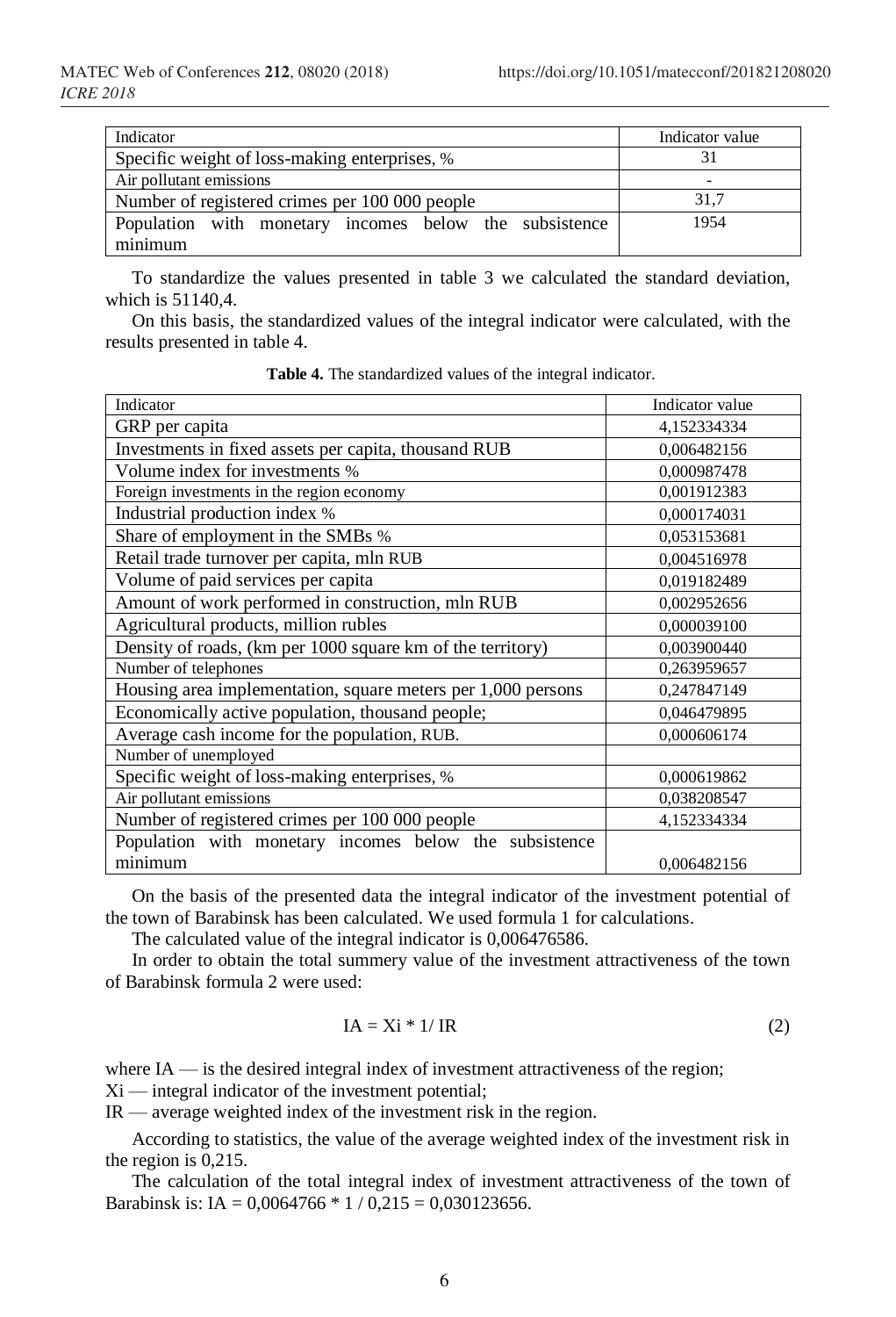| Indicator | Indicator value |
|---|---|
| Specific weight of loss-making enterprises, % | 31 |
| Air pollutant emissions | - |
| Number of registered crimes per 100 000 people | 31,7 |
| Population with monetary incomes below the subsistence minimum | 1954 |

To standardize the values presented in table 3 we calculated the standard deviation, which is 51140,4.

On this basis, the standardized values of the integral indicator were calculated, with the results presented in table 4.

**Table 4.** The standardized values of the integral indicator.

| Indicator | Indicator value |
|---|---|
| GRP per capita | 4,152334334 |
| Investments in fixed assets per capita, thousand RUB | 0,006482156 |
| Volume index for investments % | 0,000987478 |
| Foreign investments in the region economy | 0,001912383 |
| Industrial production index % | 0,000174031 |
| Share of employment in the SMBs % | 0,053153681 |
| Retail trade turnover per capita, mln RUB | 0,004516978 |
| Volume of paid services per capita | 0,019182489 |
| Amount of work performed in construction, mln RUB | 0,002952656 |
| Agricultural products, million rubles | 0,000039100 |
| Density of roads, (km per 1000 square km of the territory) | 0,003900440 |
| Number of telephones | 0,263959657 |
| Housing area implementation, square meters per 1,000 persons | 0,247847149 |
| Economically active population, thousand people; | 0,046479895 |
| Average cash income for the population, RUB. | 0,000606174 |
| Number of unemployed | |
| Specific weight of loss-making enterprises, % | 0,000619862 |
| Air pollutant emissions | 0,038208547 |
| Number of registered crimes per 100 000 people | 4,152334334 |
| Population with monetary incomes below the subsistence minimum | 0,006482156 |

On the basis of the presented data the integral indicator of the investment potential of the town of Barabinsk has been calculated. We used formula 1 for calculations.

The calculated value of the integral indicator is 0,006476586.

In order to obtain the total summery value of the investment attractiveness of the town of Barabinsk formula 2 were used:

$$IA = Xi * 1/ IR \tag{2}$$

where IA — is the desired integral index of investment attractiveness of the region;

Xi — integral indicator of the investment potential;

IR — average weighted index of the investment risk in the region.

According to statistics, the value of the average weighted index of the investment risk in the region is 0,215.

The calculation of the total integral index of investment attractiveness of the town of Barabinsk is: IA = 0,0064766 * 1 / 0,215 = 0,030123656.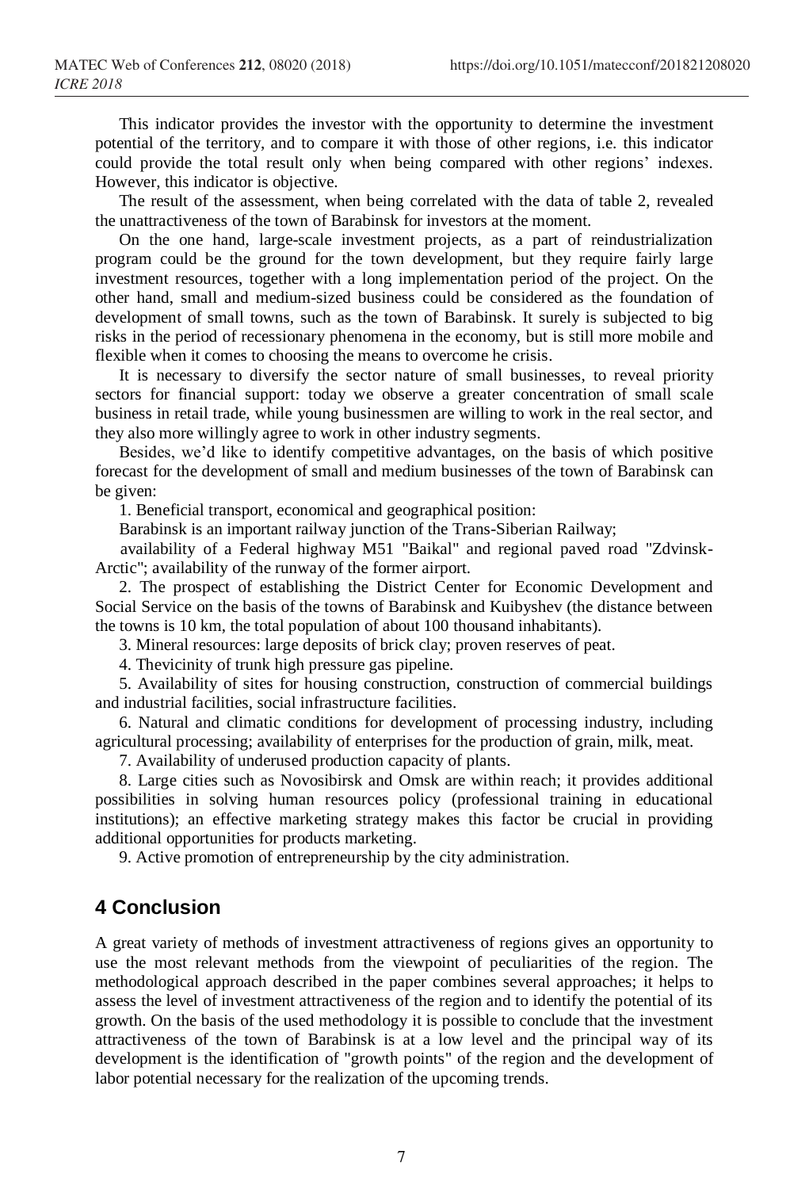This indicator provides the investor with the opportunity to determine the investment potential of the territory, and to compare it with those of other regions, i.e. this indicator could provide the total result only when being compared with other regions' indexes. However, this indicator is objective.

The result of the assessment, when being correlated with the data of table 2, revealed the unattractiveness of the town of Barabinsk for investors at the moment.

On the one hand, large-scale investment projects, as a part of reindustrialization program could be the ground for the town development, but they require fairly large investment resources, together with a long implementation period of the project. On the other hand, small and medium-sized business could be considered as the foundation of development of small towns, such as the town of Barabinsk. It surely is subjected to big risks in the period of recessionary phenomena in the economy, but is still more mobile and flexible when it comes to choosing the means to overcome he crisis.

It is necessary to diversify the sector nature of small businesses, to reveal priority sectors for financial support: today we observe a greater concentration of small scale business in retail trade, while young businessmen are willing to work in the real sector, and they also more willingly agree to work in other industry segments.

Besides, we'd like to identify competitive advantages, on the basis of which positive forecast for the development of small and medium businesses of the town of Barabinsk can be given:

1. Beneficial transport, economical and geographical position:

Barabinsk is an important railway junction of the Trans-Siberian Railway;

availability of a Federal highway M51 "Baikal" and regional paved road "Zdvinsk-Arctic"; availability of the runway of the former airport.

2. The prospect of establishing the District Center for Economic Development and Social Service on the basis of the towns of Barabinsk and Kuibyshev (the distance between the towns is 10 km, the total population of about 100 thousand inhabitants).

3. Mineral resources: large deposits of brick clay; proven reserves of peat.

4. Thevicinity of trunk high pressure gas pipeline.

5. Availability of sites for housing construction, construction of commercial buildings and industrial facilities, social infrastructure facilities.

6. Natural and climatic conditions for development of processing industry, including agricultural processing; availability of enterprises for the production of grain, milk, meat.

7. Availability of underused production capacity of plants.

8. Large cities such as Novosibirsk and Omsk are within reach; it provides additional possibilities in solving human resources policy (professional training in educational institutions); an effective marketing strategy makes this factor be crucial in providing additional opportunities for products marketing.

9. Active promotion of entrepreneurship by the city administration.

## 4 Conclusion

A great variety of methods of investment attractiveness of regions gives an opportunity to use the most relevant methods from the viewpoint of peculiarities of the region. The methodological approach described in the paper combines several approaches; it helps to assess the level of investment attractiveness of the region and to identify the potential of its growth. On the basis of the used methodology it is possible to conclude that the investment attractiveness of the town of Barabinsk is at a low level and the principal way of its development is the identification of "growth points" of the region and the development of labor potential necessary for the realization of the upcoming trends.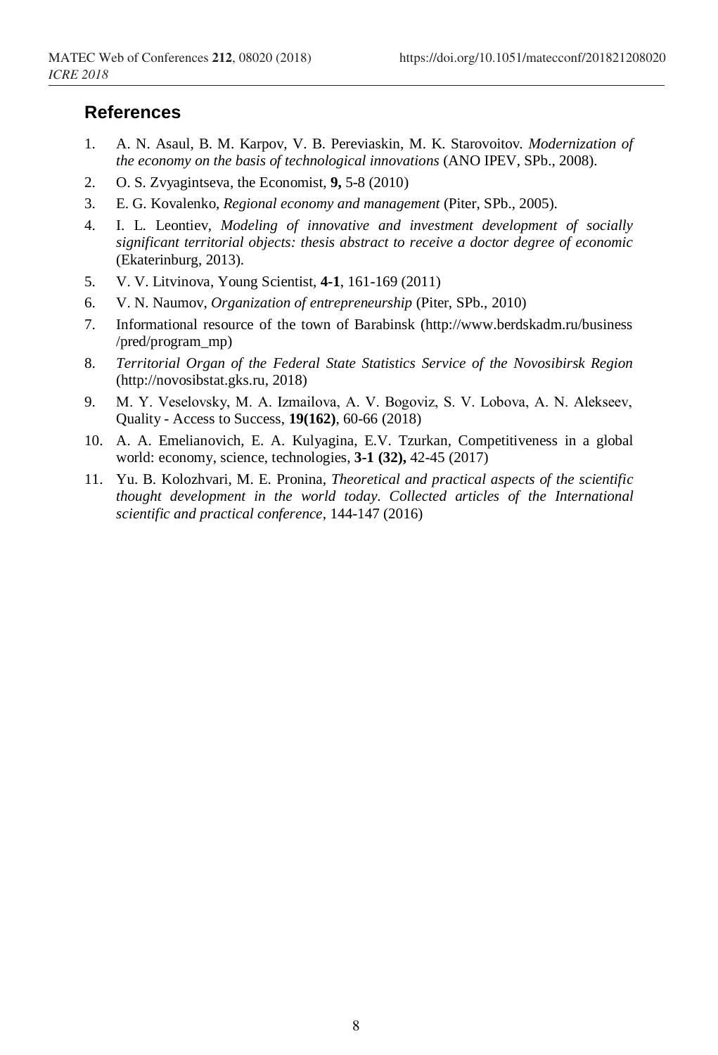## References

1. A. N. Asaul, B. M. Karpov, V. B. Pereviaskin, M. K. Starovoitov. *Modernization of the economy on the basis of technological innovations* (ANO IPEV, SPb., 2008).
2. O. S. Zvyagintseva, the Economist, **9,** 5-8 (2010)
3. E. G. Kovalenko, *Regional economy and management* (Piter, SPb., 2005).
4. I. L. Leontiev, *Modeling of innovative and investment development of socially significant territorial objects: thesis abstract to receive a doctor degree of economic* (Ekaterinburg, 2013).
5. V. V. Litvinova, Young Scientist, **4-1**, 161-169 (2011)
6. V. N. Naumov, *Organization of entrepreneurship* (Piter, SPb., 2010)
7. Informational resource of the town of Barabinsk (http://www.berdskadm.ru/business /pred/program_mp)
8. *Territorial Organ of the Federal State Statistics Service of the Novosibirsk Region* (http://novosibstat.gks.ru, 2018)
9. M. Y. Veselovsky, M. A. Izmailova, A. V. Bogoviz, S. V. Lobova, A. N. Alekseev, Quality - Access to Success, **19(162)**, 60-66 (2018)
10. A. A. Emelianovich, E. A. Kulyagina, E.V. Tzurkan, Competitiveness in a global world: economy, science, technologies, **3-1 (32),** 42-45 (2017)
11. Yu. B. Kolozhvari, M. E. Pronina, *Theoretical and practical aspects of the scientific thought development in the world today. Collected articles of the International scientific and practical conference*, 144-147 (2016)